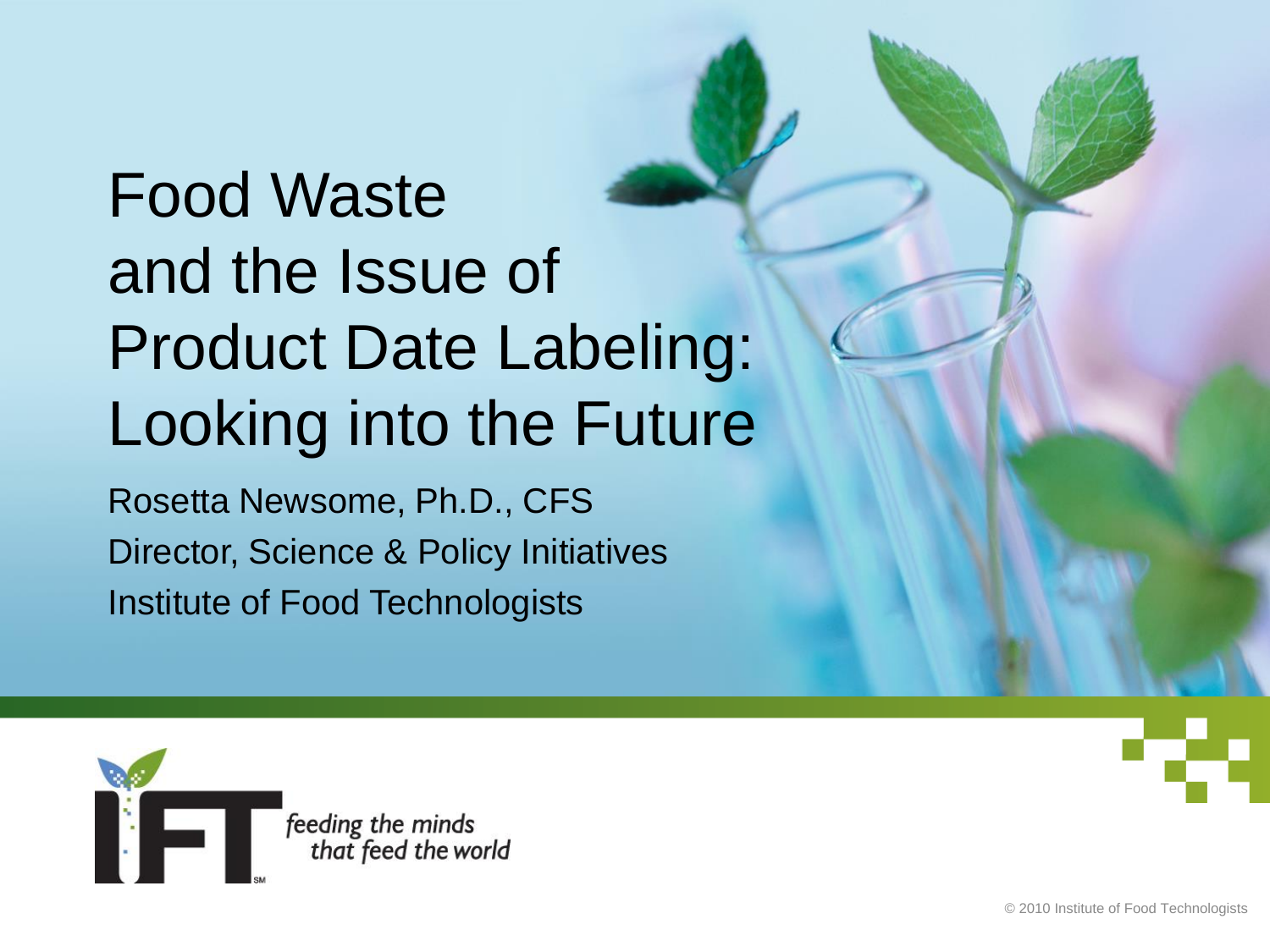# Food Waste and the Issue of Product Date Labeling: Looking into the Future

Rosetta Newsome, Ph.D., CFS
Director, Science & Policy Initiatives
Institute of Food Technologists

IFT feeding the minds that feed the world

© 2010 Institute of Food Technologists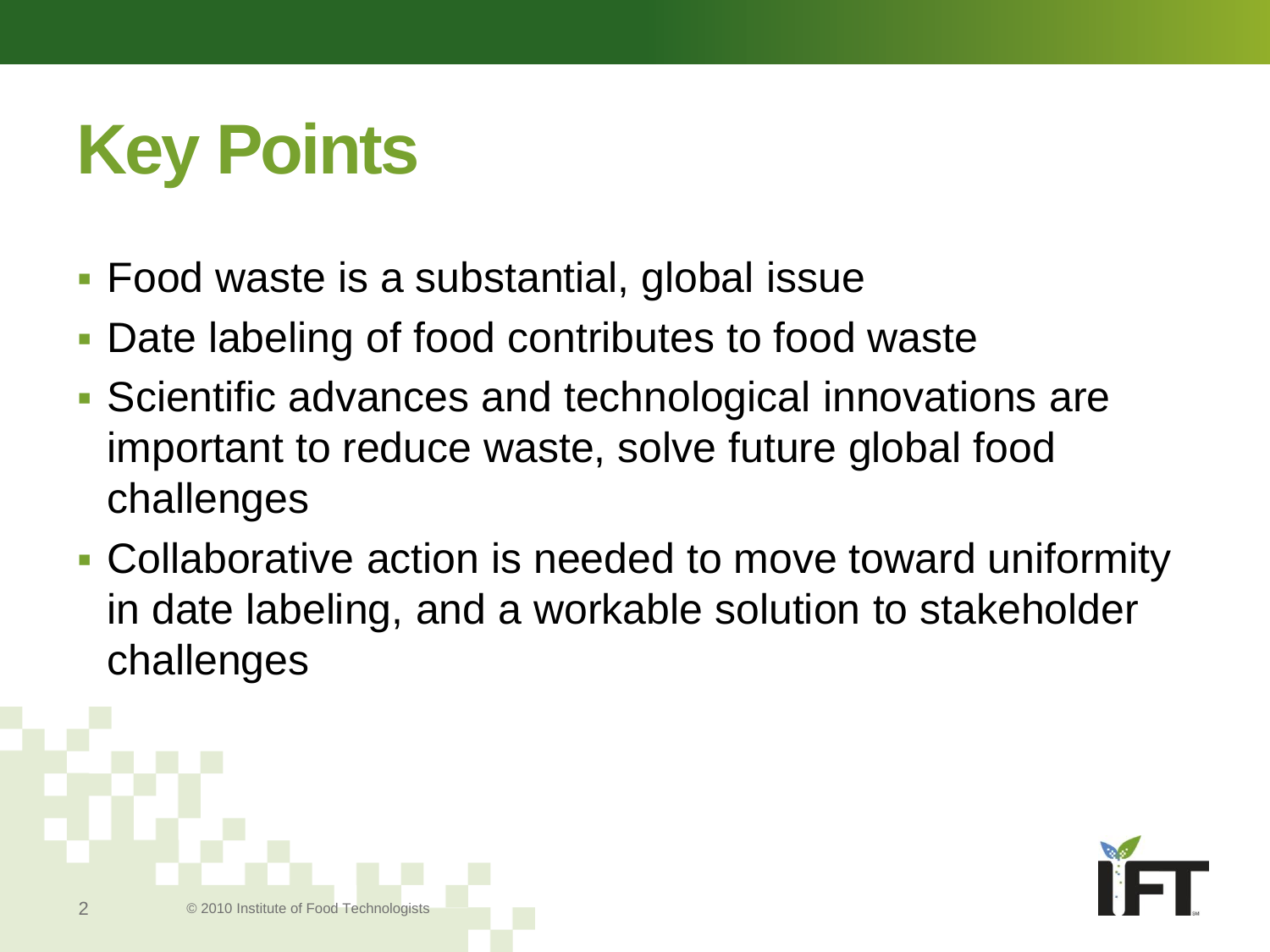# Key Points

- Food waste is a substantial, global issue
- Date labeling of food contributes to food waste
- Scientific advances and technological innovations are important to reduce waste, solve future global food challenges
- Collaborative action is needed to move toward uniformity in date labeling, and a workable solution to stakeholder challenges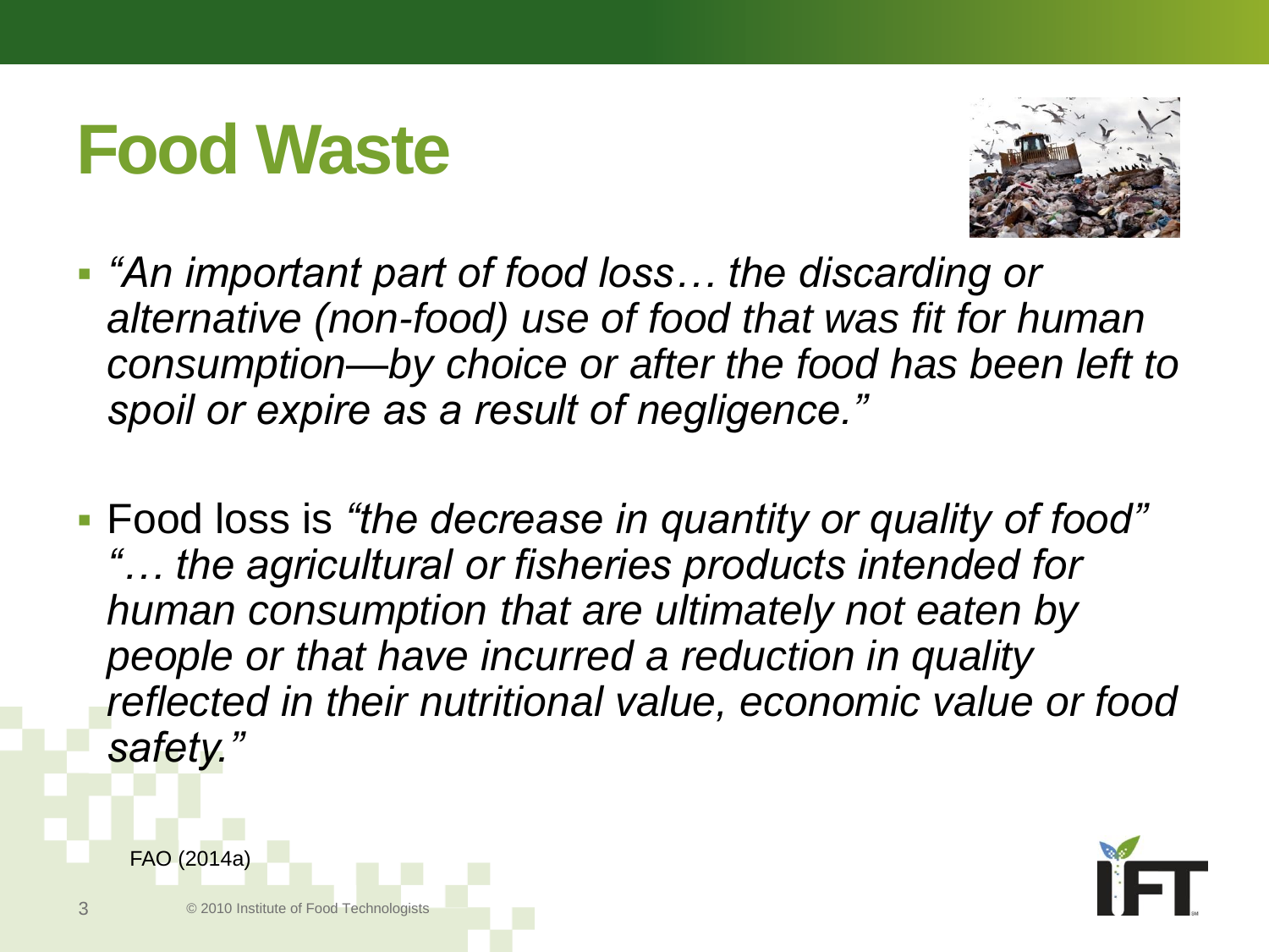# Food Waste

- *"An important part of food loss… the discarding or alternative (non-food) use of food that was fit for human consumption—by choice or after the food has been left to spoil or expire as a result of negligence."*
- Food loss is *"the decrease in quantity or quality of food" "… the agricultural or fisheries products intended for human consumption that are ultimately not eaten by people or that have incurred a reduction in quality reflected in their nutritional value, economic value or food safety."*

FAO (2014a)

© 2010 Institute of Food Technologists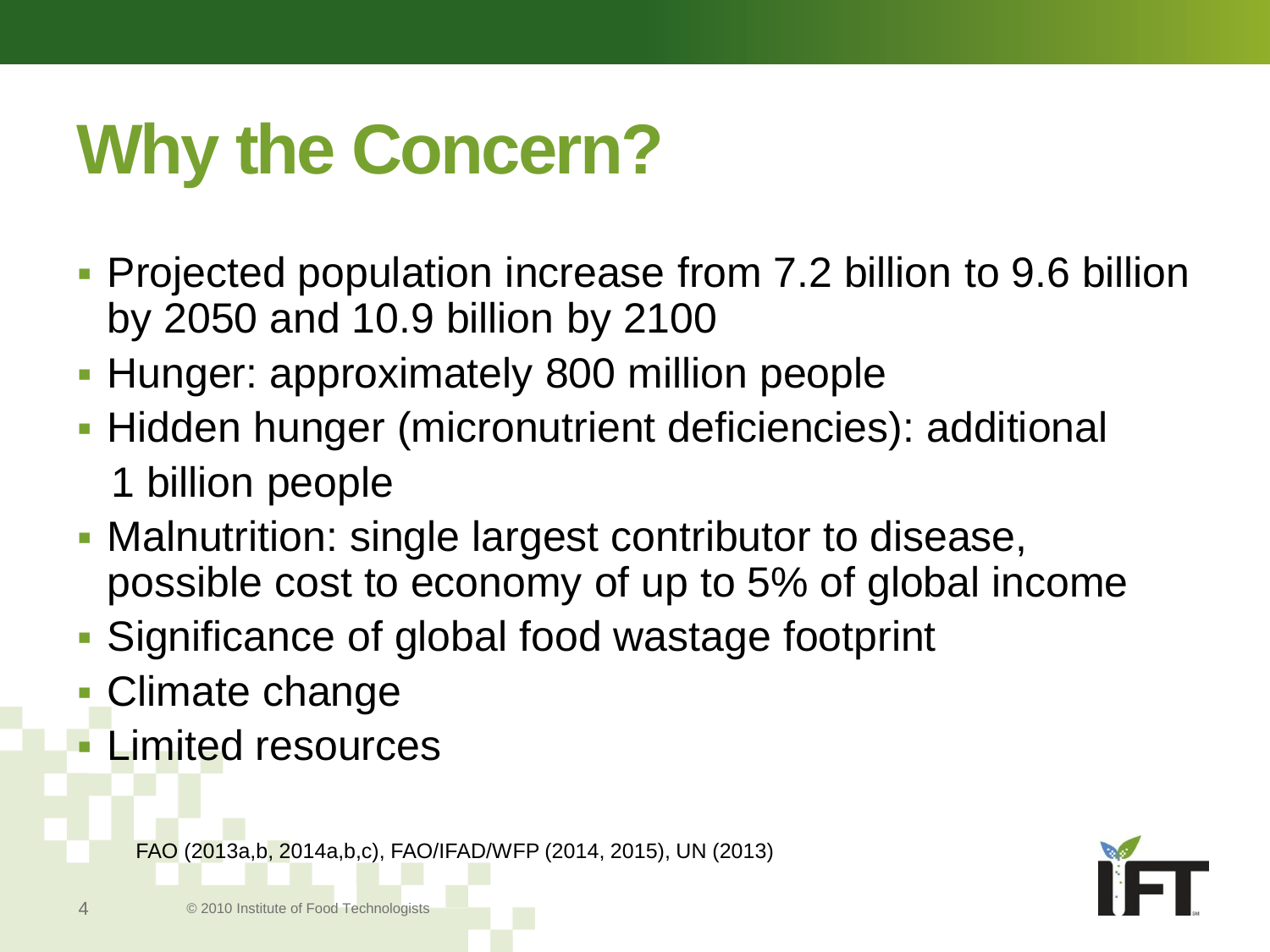# Why the Concern?

- Projected population increase from 7.2 billion to 9.6 billion by 2050 and 10.9 billion by 2100
- Hunger: approximately 800 million people
- Hidden hunger (micronutrient deficiencies): additional 1 billion people
- Malnutrition: single largest contributor to disease, possible cost to economy of up to 5% of global income
- Significance of global food wastage footprint
- Climate change
- Limited resources

FAO (2013a,b, 2014a,b,c), FAO/IFAD/WFP (2014, 2015), UN (2013)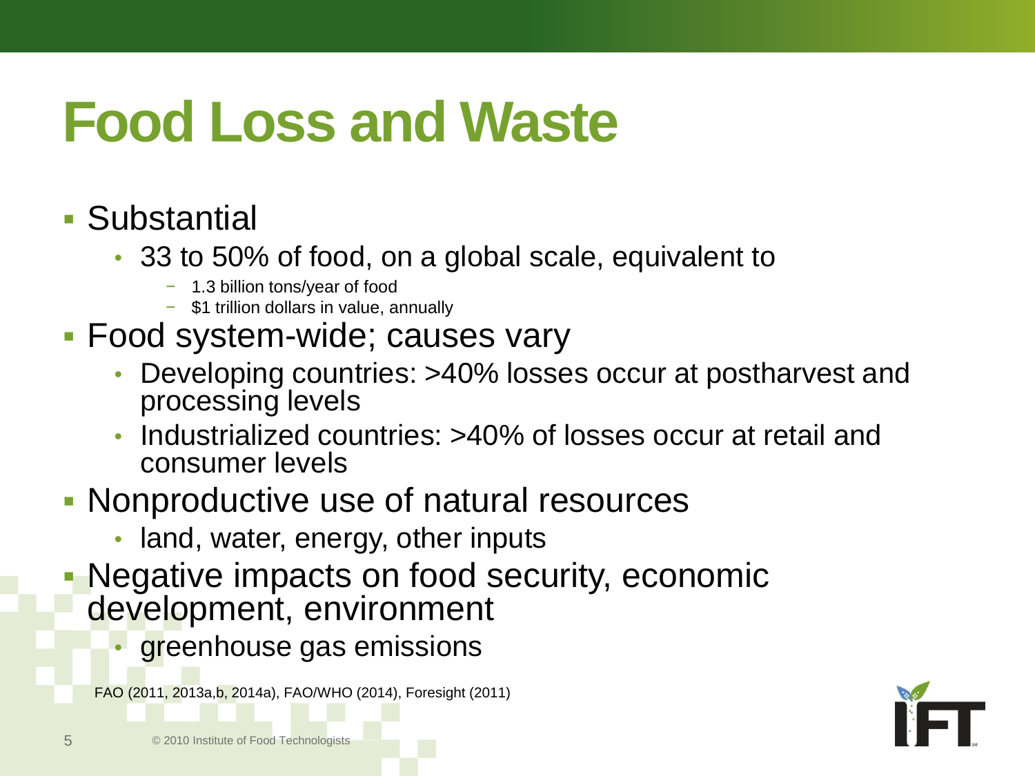# Food Loss and Waste

- Substantial
  - 33 to 50% of food, on a global scale, equivalent to
    - 1.3 billion tons/year of food
    - $1 trillion dollars in value, annually
- Food system-wide; causes vary
  - Developing countries: >40% losses occur at postharvest and processing levels
  - Industrialized countries: >40% of losses occur at retail and consumer levels
- Nonproductive use of natural resources
  - land, water, energy, other inputs
- Negative impacts on food security, economic development, environment
  - greenhouse gas emissions

FAO (2011, 2013a,b, 2014a), FAO/WHO (2014), Foresight (2011)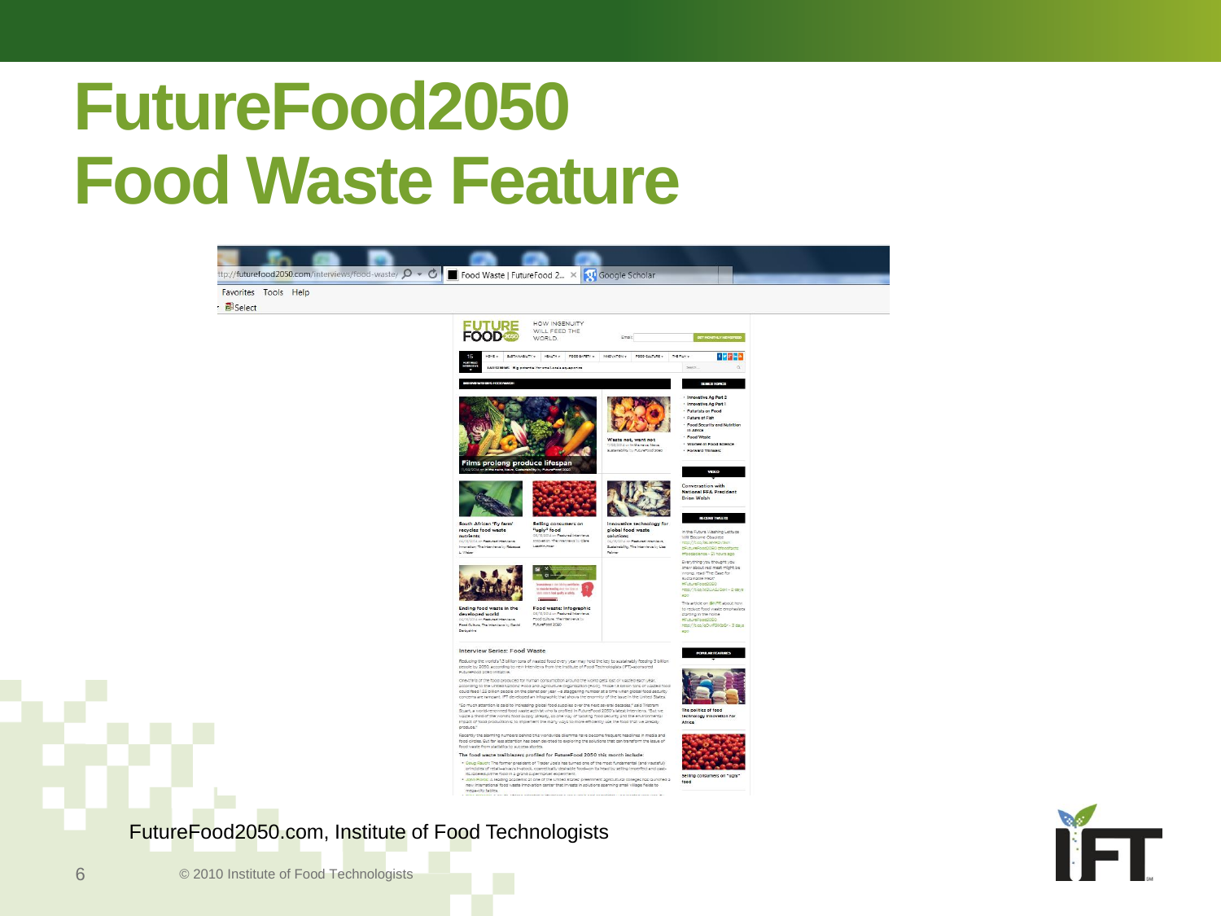# FutureFood2050 Food Waste Feature

FutureFood2050.com, Institute of Food Technologists

© 2010 Institute of Food Technologists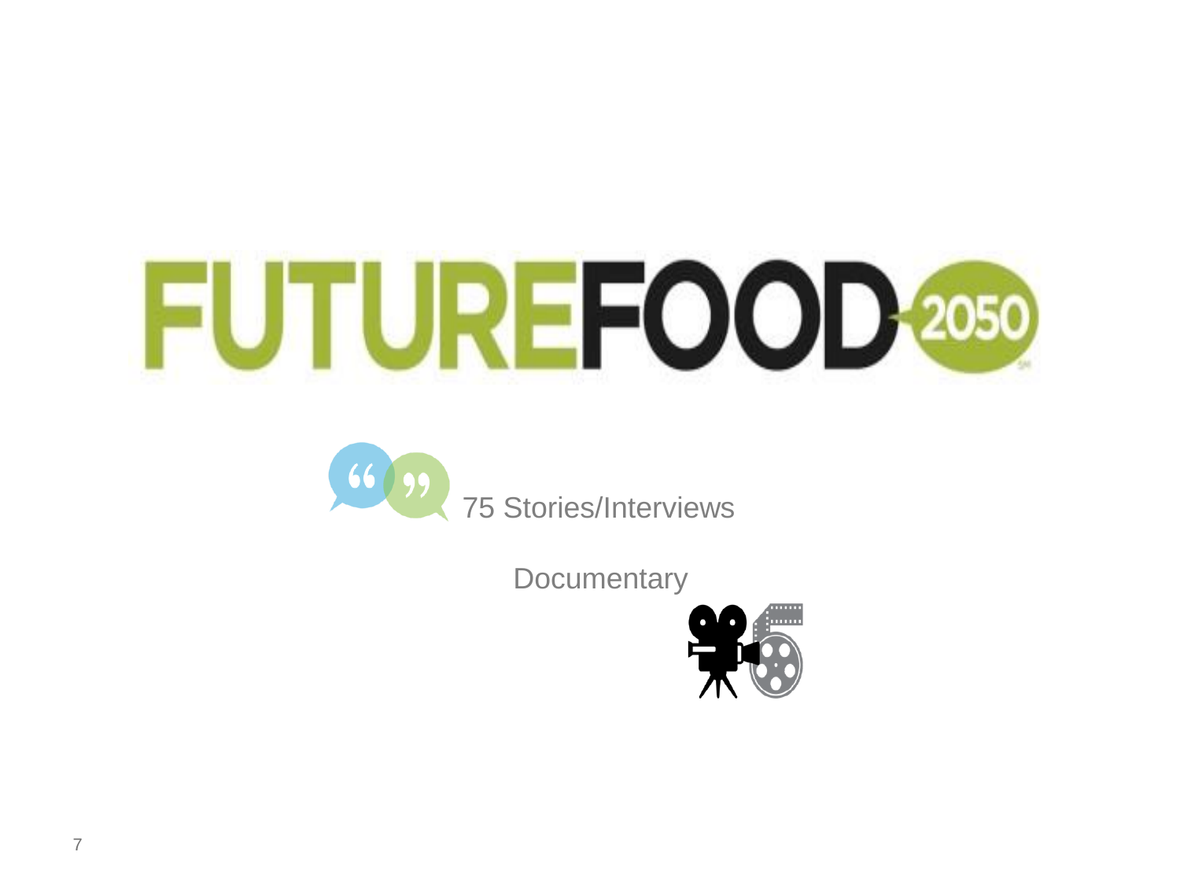# FUTUREFOOD 2050

75 Stories/Interviews

Documentary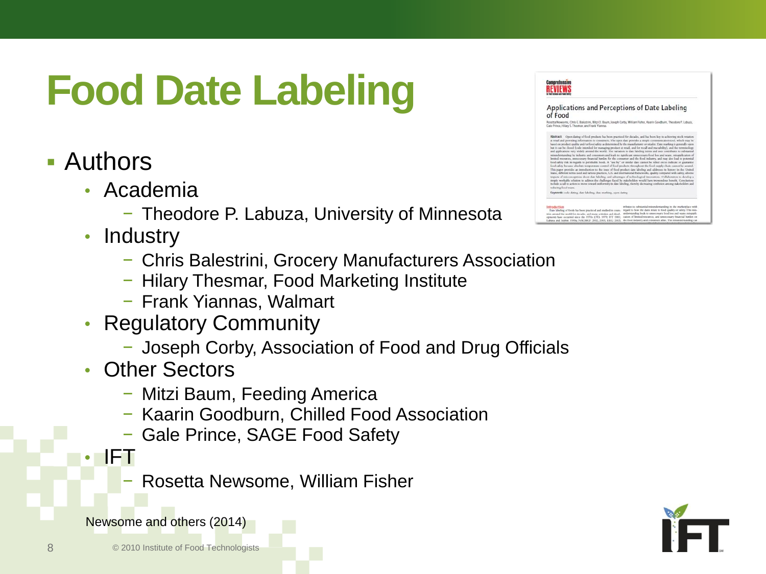# Food Date Labeling

- Authors
  - Academia
    - Theodore P. Labuza, University of Minnesota
  - Industry
    - Chris Balestrini, Grocery Manufacturers Association
    - Hilary Thesmar, Food Marketing Institute
    - Frank Yiannas, Walmart
  - Regulatory Community
    - Joseph Corby, Association of Food and Drug Officials
  - Other Sectors
    - Mitzi Baum, Feeding America
    - Kaarin Goodburn, Chilled Food Association
    - Gale Prince, SAGE Food Safety
  - IFT
    - Rosetta Newsome, William Fisher

Newsome and others (2014)

© 2010 Institute of Food Technologists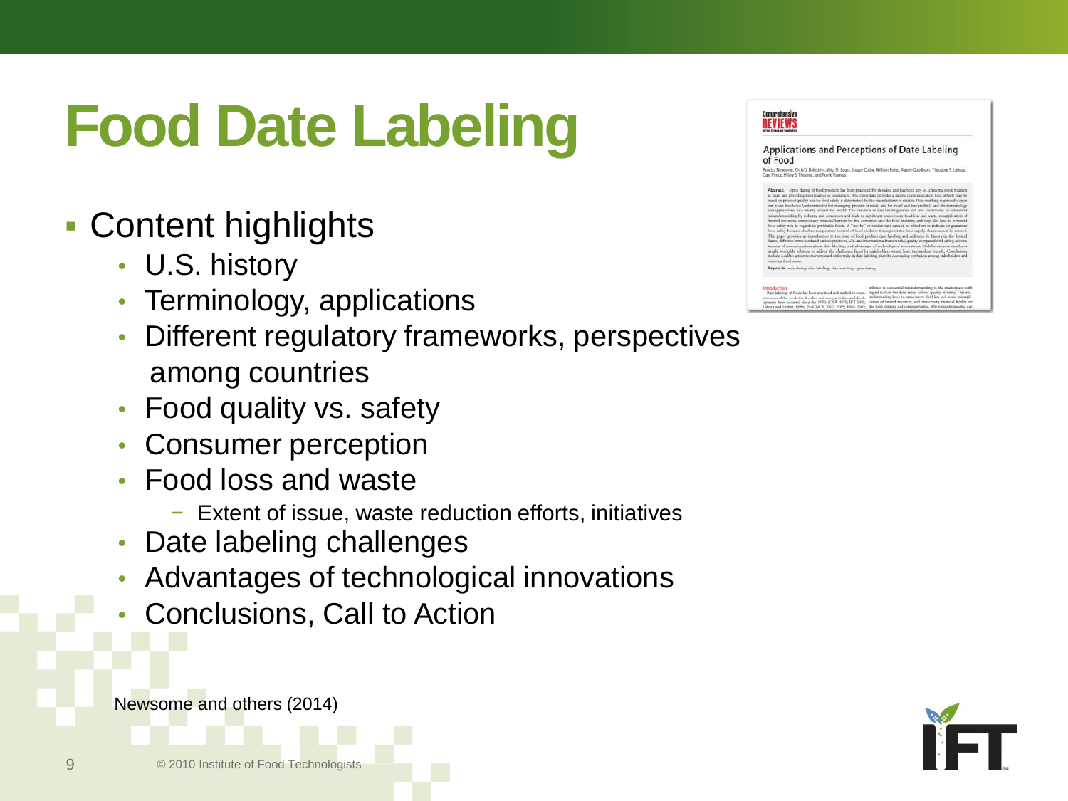# Food Date Labeling

- Content highlights
  - U.S. history
  - Terminology, applications
  - Different regulatory frameworks, perspectives among countries
  - Food quality vs. safety
  - Consumer perception
  - Food loss and waste
    - Extent of issue, waste reduction efforts, initiatives
  - Date labeling challenges
  - Advantages of technological innovations
  - Conclusions, Call to Action

Newsome and others (2014)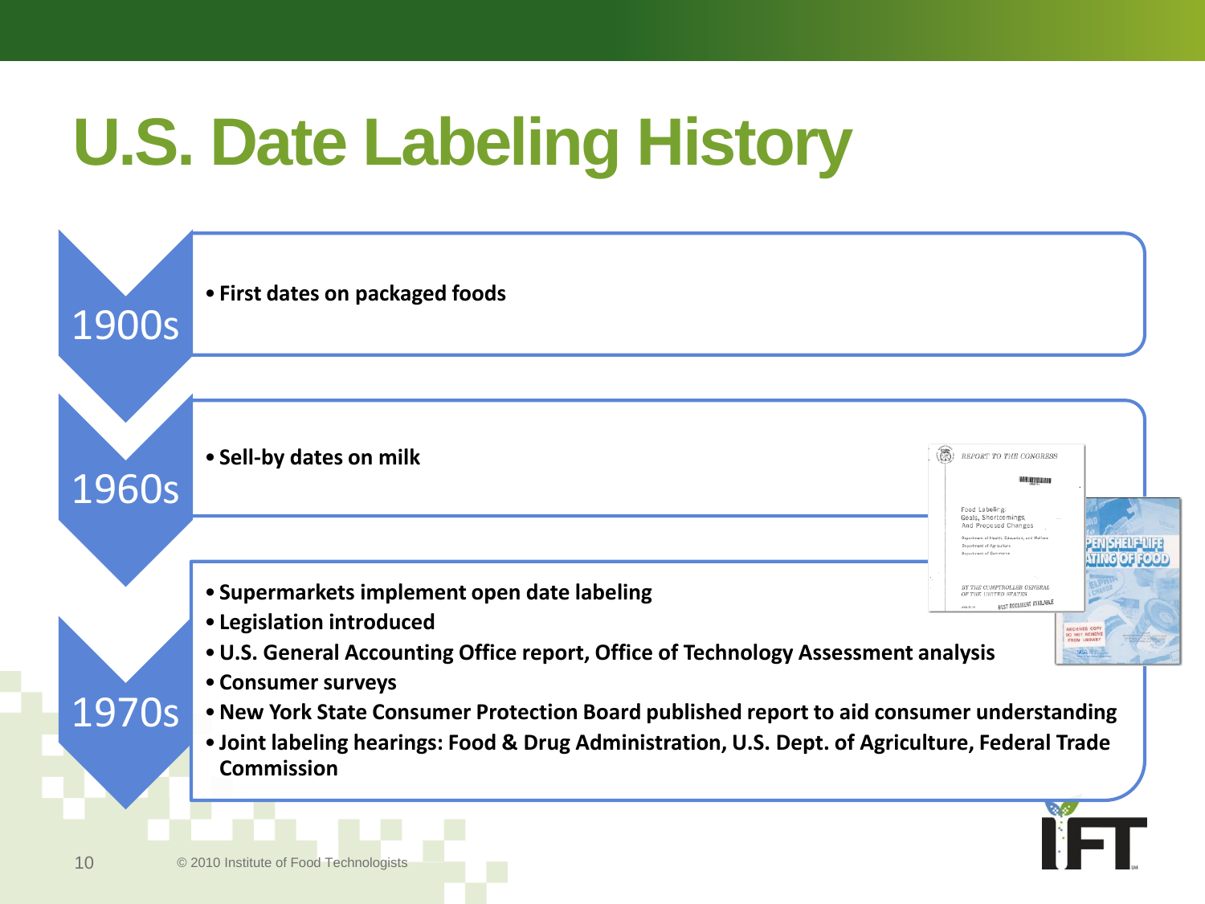# U.S. Date Labeling History

## 1900s

- First dates on packaged foods

## 1960s

- Sell-by dates on milk

## 1970s

- Supermarkets implement open date labeling
- Legislation introduced
- U.S. General Accounting Office report, Office of Technology Assessment analysis
- Consumer surveys
- New York State Consumer Protection Board published report to aid consumer understanding
- Joint labeling hearings: Food & Drug Administration, U.S. Dept. of Agriculture, Federal Trade Commission

© 2010 Institute of Food Technologists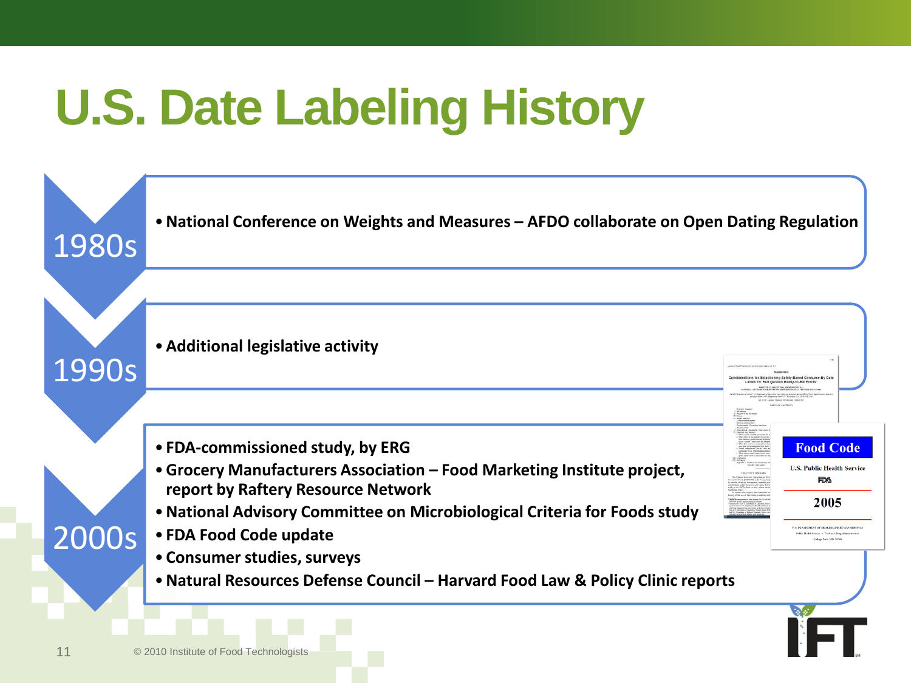# U.S. Date Labeling History

## 1980s

- National Conference on Weights and Measures – AFDO collaborate on Open Dating Regulation

## 1990s

- Additional legislative activity

## 2000s

- FDA-commissioned study, by ERG
- Grocery Manufacturers Association – Food Marketing Institute project, report by Raftery Resource Network
- National Advisory Committee on Microbiological Criteria for Foods study
- FDA Food Code update
- Consumer studies, surveys
- Natural Resources Defense Council – Harvard Food Law & Policy Clinic reports

© 2010 Institute of Food Technologists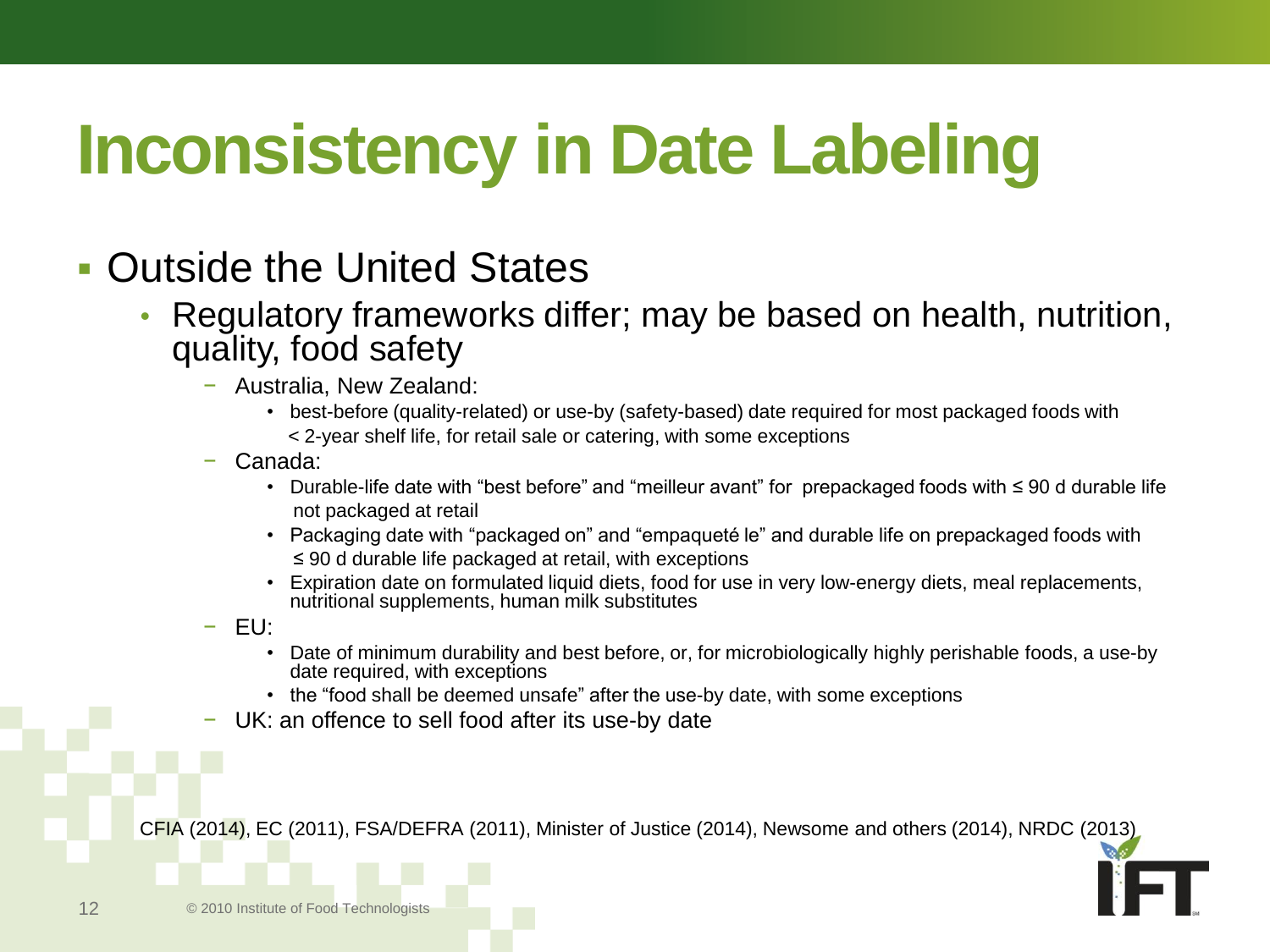# Inconsistency in Date Labeling

- Outside the United States
  - Regulatory frameworks differ; may be based on health, nutrition, quality, food safety
    - Australia, New Zealand:
      - best-before (quality-related) or use-by (safety-based) date required for most packaged foods with < 2-year shelf life, for retail sale or catering, with some exceptions
    - Canada:
      - Durable-life date with "best before" and "meilleur avant" for prepackaged foods with ≤ 90 d durable life not packaged at retail
      - Packaging date with "packaged on" and "empaqueté le" and durable life on prepackaged foods with ≤ 90 d durable life packaged at retail, with exceptions
      - Expiration date on formulated liquid diets, food for use in very low-energy diets, meal replacements, nutritional supplements, human milk substitutes
    - EU:
      - Date of minimum durability and best before, or, for microbiologically highly perishable foods, a use-by date required, with exceptions
      - the "food shall be deemed unsafe" after the use-by date, with some exceptions
    - UK: an offence to sell food after its use-by date

CFIA (2014), EC (2011), FSA/DEFRA (2011), Minister of Justice (2014), Newsome and others (2014), NRDC (2013)

© 2010 Institute of Food Technologists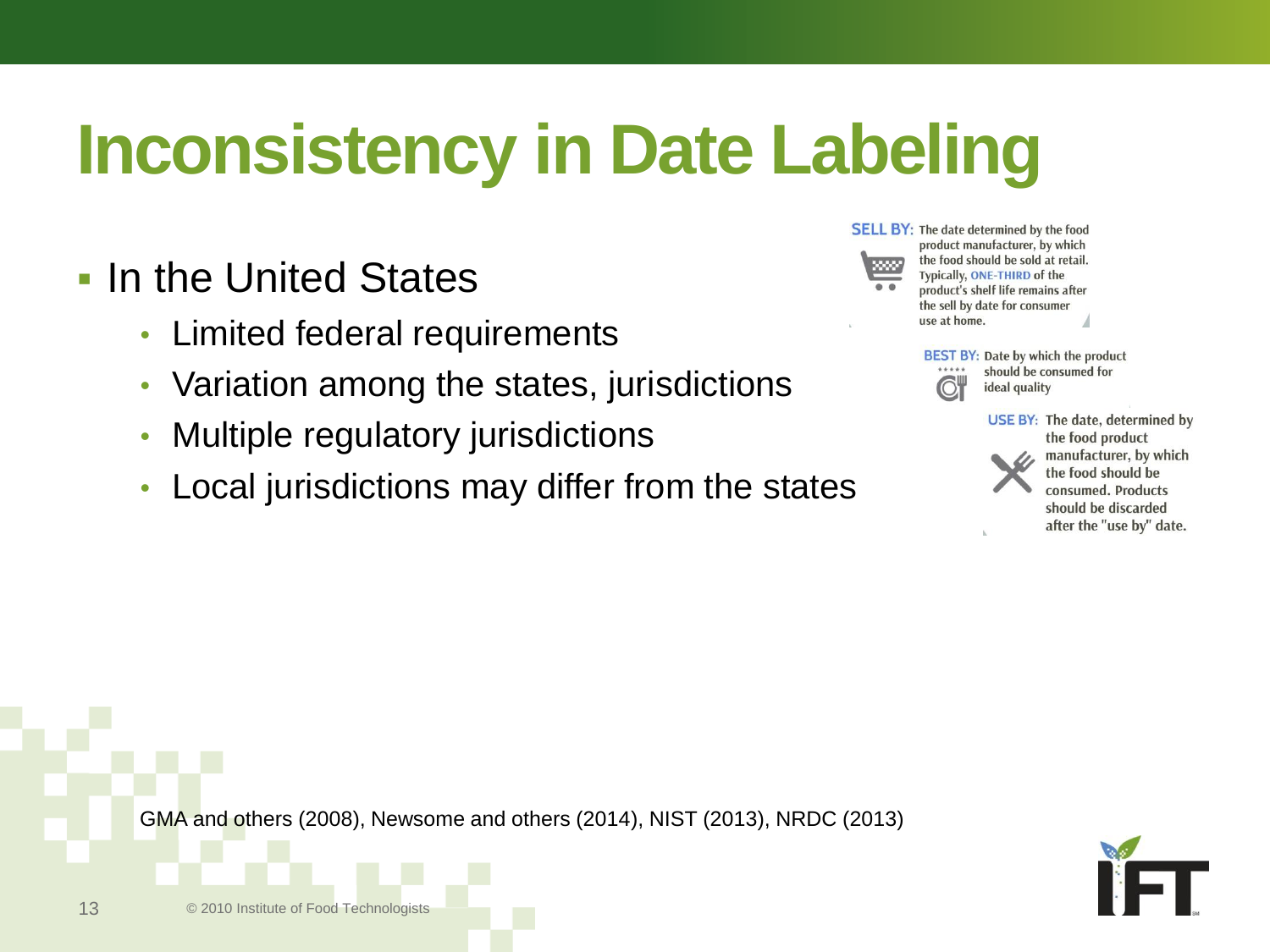# Inconsistency in Date Labeling

- In the United States
  - Limited federal requirements
  - Variation among the states, jurisdictions
  - Multiple regulatory jurisdictions
  - Local jurisdictions may differ from the states

**SELL BY:** The date determined by the food product manufacturer, by which the food should be sold at retail. Typically, ONE-THIRD of the product's shelf life remains after the sell by date for consumer use at home.

**BEST BY:** Date by which the product should be consumed for ideal quality

**USE BY:** The date, determined by the food product manufacturer, by which the food should be consumed. Products should be discarded after the "use by" date.

GMA and others (2008), Newsome and others (2014), NIST (2013), NRDC (2013)

© 2010 Institute of Food Technologists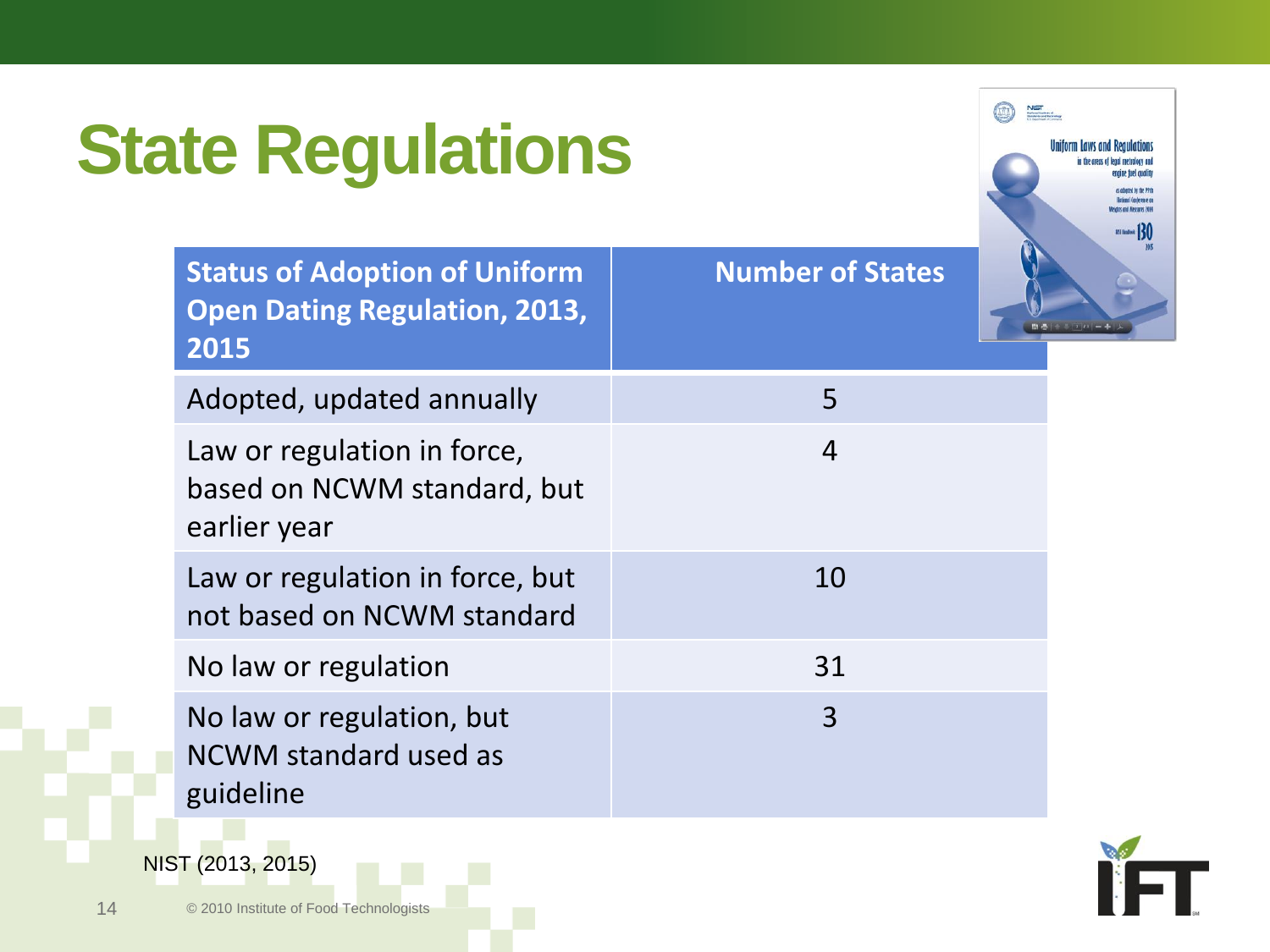# State Regulations

| Status of Adoption of Uniform Open Dating Regulation, 2013, 2015 | Number of States |
| --- | --- |
| Adopted, updated annually | 5 |
| Law or regulation in force, based on NCWM standard, but earlier year | 4 |
| Law or regulation in force, but not based on NCWM standard | 10 |
| No law or regulation | 31 |
| No law or regulation, but NCWM standard used as guideline | 3 |

NIST (2013, 2015)

© 2010 Institute of Food Technologists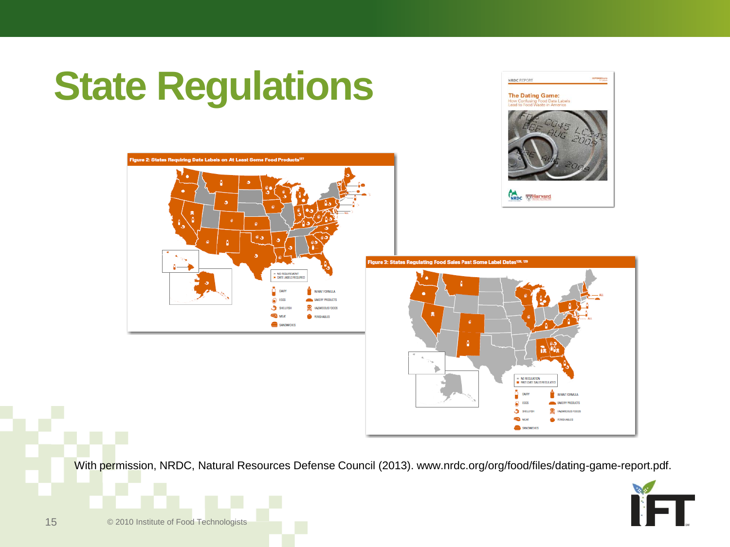# State Regulations

**NRDC REPORT**

**The Dating Game:**
How Confusing Food Date Labels Lead to Food Waste in America

**Figure 2: States Requiring Date Labels on At Least Some Food Products**[127]

- NO REQUIREMENT
- DATE LABELS REQUIRED

DAIRY, EGGS, SHELLFISH, MEAT, SANDWICHES, INFANT FORMULA, BAKERY PRODUCTS, HAZARDOUS FOODS, PERISHABLES

**Figure 3: States Regulating Food Sales Past Some Label Dates**[128, 129]

- NO REGULATION
- PAST-DATE SALES REGULATED

DAIRY, EGGS, SHELLFISH, MEAT, SANDWICHES, INFANT FORMULA, BAKERY PRODUCTS, HAZARDOUS FOODS, PERISHABLES

With permission, NRDC, Natural Resources Defense Council (2013). www.nrdc.org/org/food/files/dating-game-report.pdf.

© 2010 Institute of Food Technologists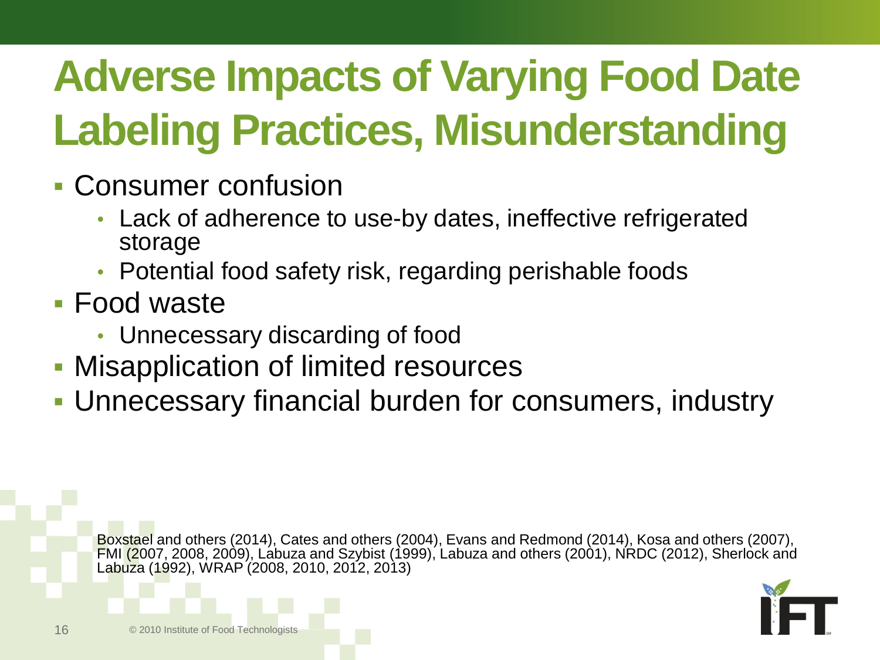# Adverse Impacts of Varying Food Date Labeling Practices, Misunderstanding

- Consumer confusion
  - Lack of adherence to use-by dates, ineffective refrigerated storage
  - Potential food safety risk, regarding perishable foods
- Food waste
  - Unnecessary discarding of food
- Misapplication of limited resources
- Unnecessary financial burden for consumers, industry

Boxstael and others (2014), Cates and others (2004), Evans and Redmond (2014), Kosa and others (2007), FMI (2007, 2008, 2009), Labuza and Szybist (1999), Labuza and others (2001), NRDC (2012), Sherlock and Labuza (1992), WRAP (2008, 2010, 2012, 2013)

© 2010 Institute of Food Technologists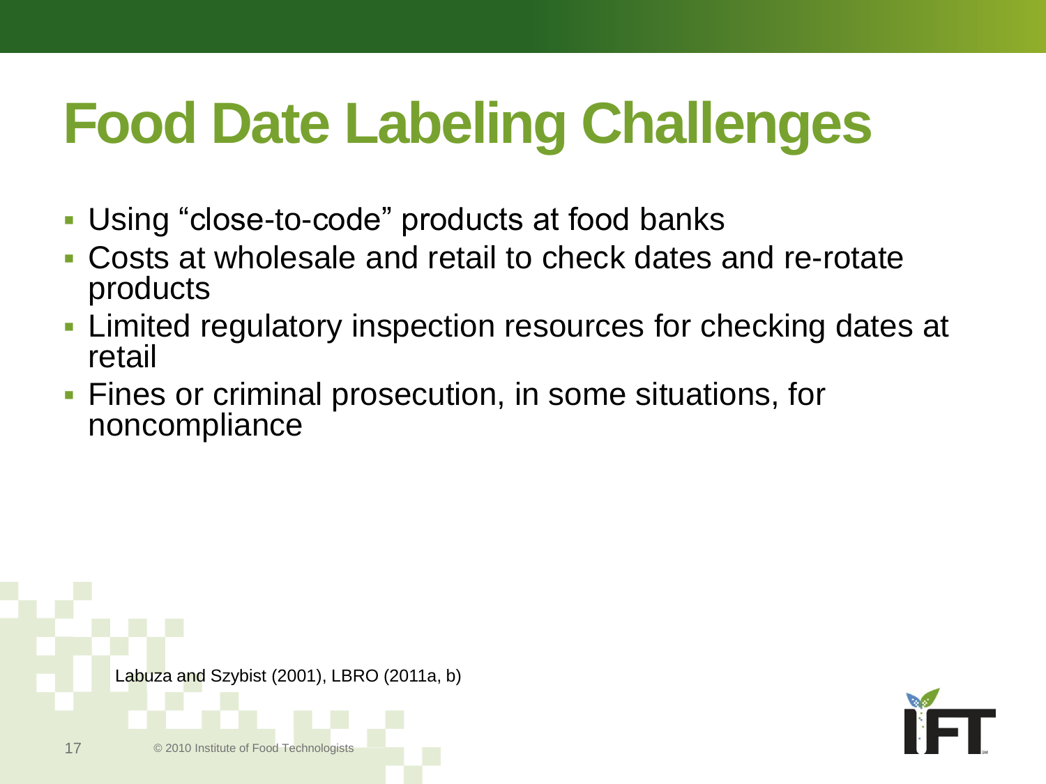# Food Date Labeling Challenges

- Using "close-to-code" products at food banks
- Costs at wholesale and retail to check dates and re-rotate products
- Limited regulatory inspection resources for checking dates at retail
- Fines or criminal prosecution, in some situations, for noncompliance

Labuza and Szybist (2001), LBRO (2011a, b)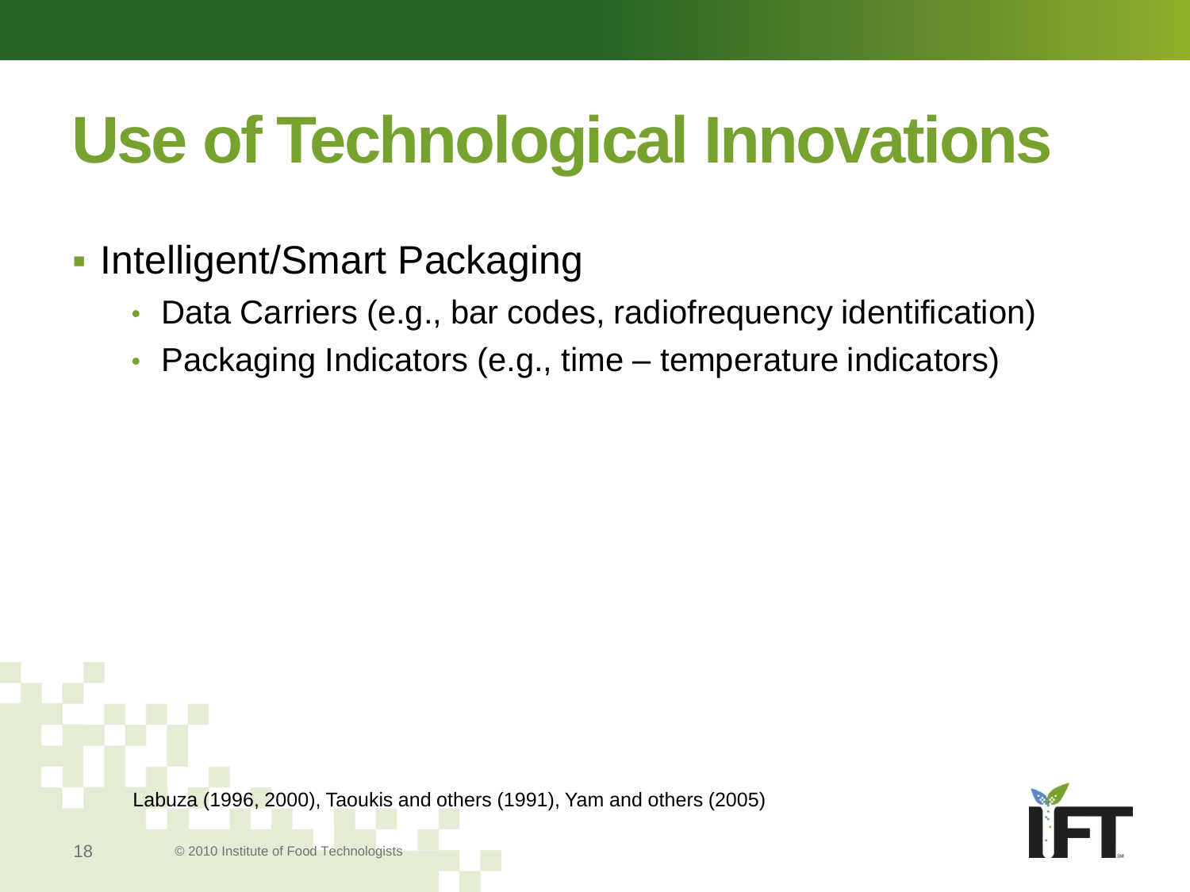# Use of Technological Innovations

- Intelligent/Smart Packaging
  - Data Carriers (e.g., bar codes, radiofrequency identification)
  - Packaging Indicators (e.g., time – temperature indicators)

Labuza (1996, 2000), Taoukis and others (1991), Yam and others (2005)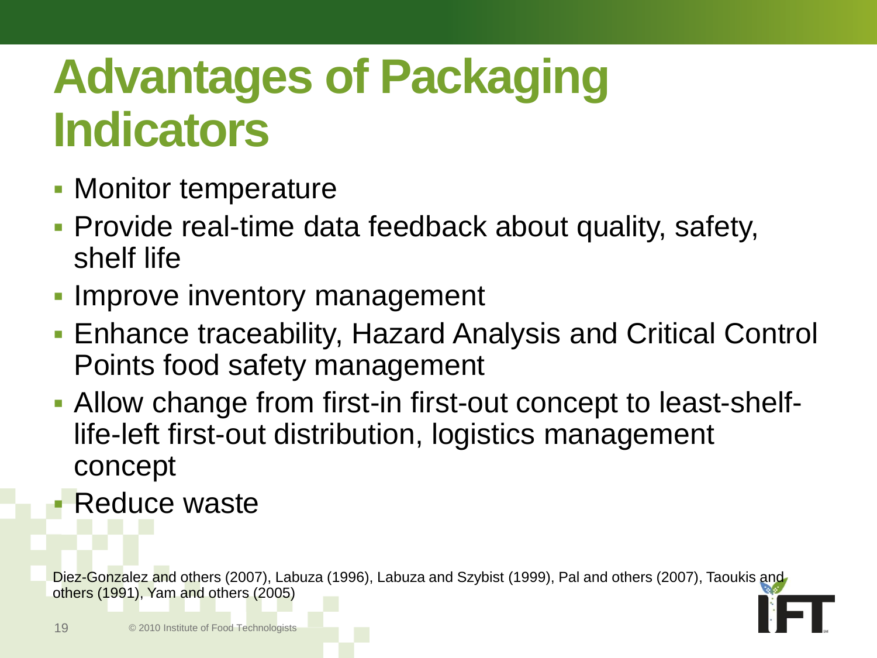# Advantages of Packaging Indicators

- Monitor temperature
- Provide real-time data feedback about quality, safety, shelf life
- Improve inventory management
- Enhance traceability, Hazard Analysis and Critical Control Points food safety management
- Allow change from first-in first-out concept to least-shelf-life-left first-out distribution, logistics management concept
- Reduce waste

Diez-Gonzalez and others (2007), Labuza (1996), Labuza and Szybist (1999), Pal and others (2007), Taoukis and others (1991), Yam and others (2005)

© 2010 Institute of Food Technologists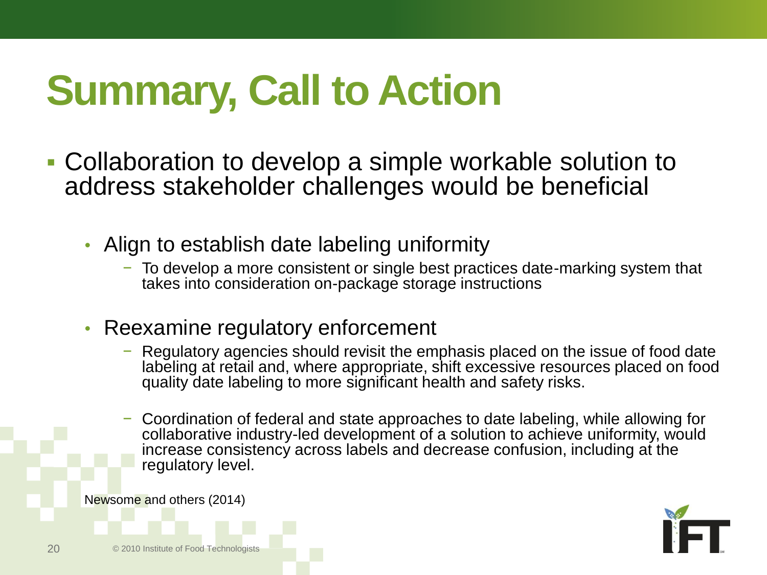# Summary, Call to Action

- Collaboration to develop a simple workable solution to address stakeholder challenges would be beneficial
  - Align to establish date labeling uniformity
    - To develop a more consistent or single best practices date-marking system that takes into consideration on-package storage instructions
  - Reexamine regulatory enforcement
    - Regulatory agencies should revisit the emphasis placed on the issue of food date labeling at retail and, where appropriate, shift excessive resources placed on food quality date labeling to more significant health and safety risks.
    - Coordination of federal and state approaches to date labeling, while allowing for collaborative industry-led development of a solution to achieve uniformity, would increase consistency across labels and decrease confusion, including at the regulatory level.

Newsome and others (2014)

© 2010 Institute of Food Technologists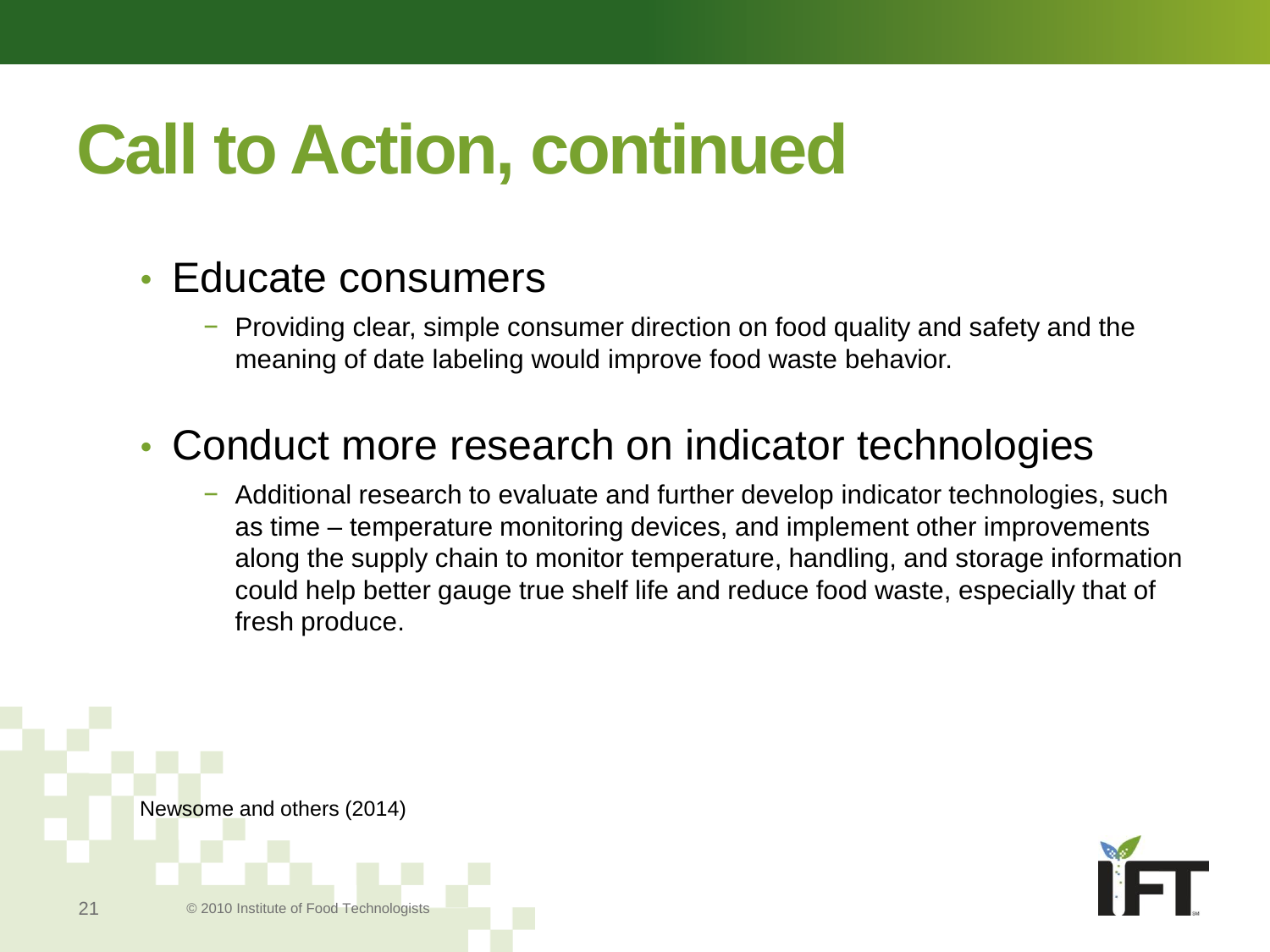# Call to Action, continued

- Educate consumers
  - Providing clear, simple consumer direction on food quality and safety and the meaning of date labeling would improve food waste behavior.
- Conduct more research on indicator technologies
  - Additional research to evaluate and further develop indicator technologies, such as time – temperature monitoring devices, and implement other improvements along the supply chain to monitor temperature, handling, and storage information could help better gauge true shelf life and reduce food waste, especially that of fresh produce.

Newsome and others (2014)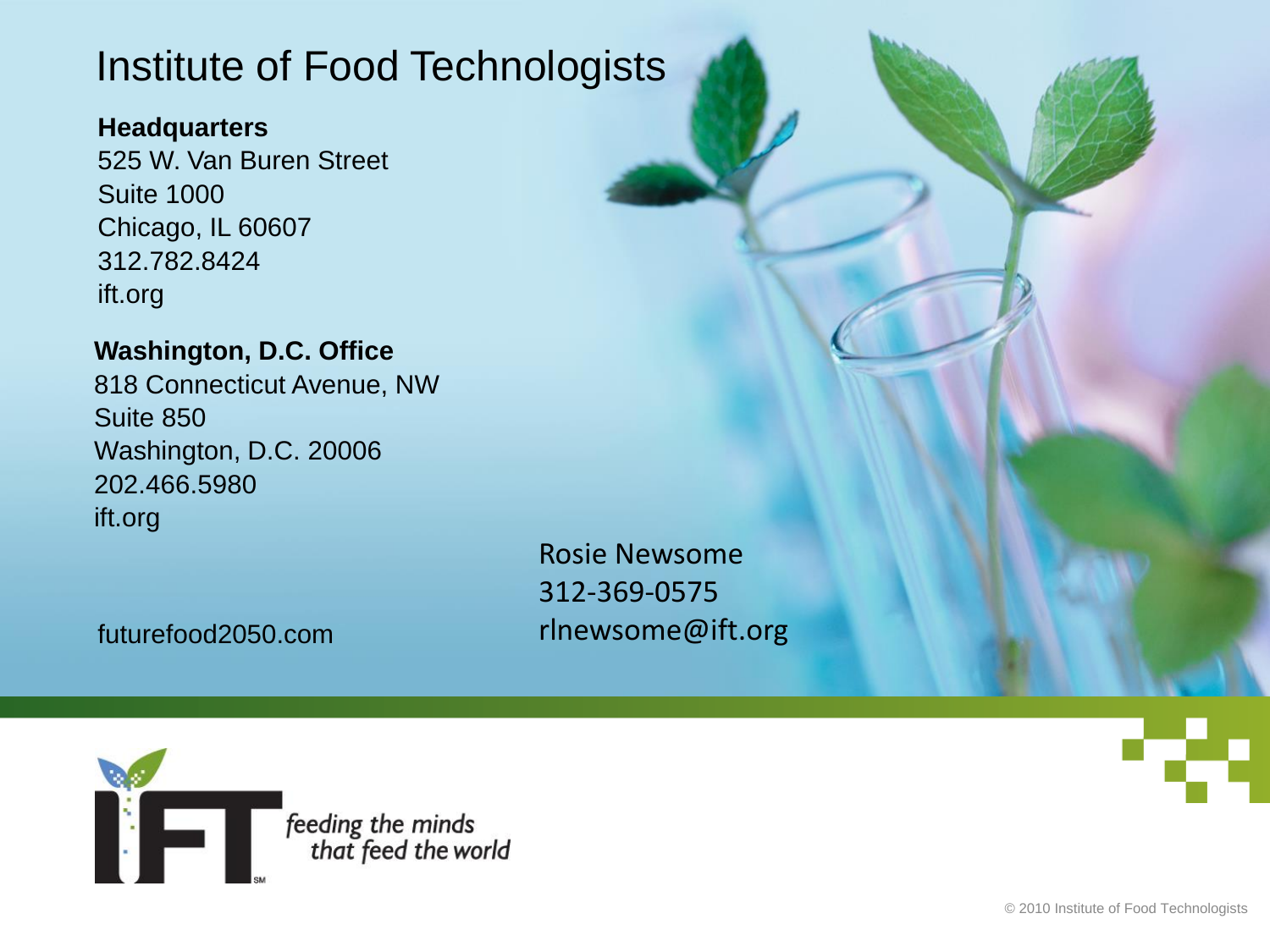# Institute of Food Technologists

**Headquarters**
525 W. Van Buren Street
Suite 1000
Chicago, IL 60607
312.782.8424
ift.org

**Washington, D.C. Office**
818 Connecticut Avenue, NW
Suite 850
Washington, D.C. 20006
202.466.5980
ift.org

futurefood2050.com

Rosie Newsome
312-369-0575
rlnewsome@ift.org

*feeding the minds that feed the world*

© 2010 Institute of Food Technologists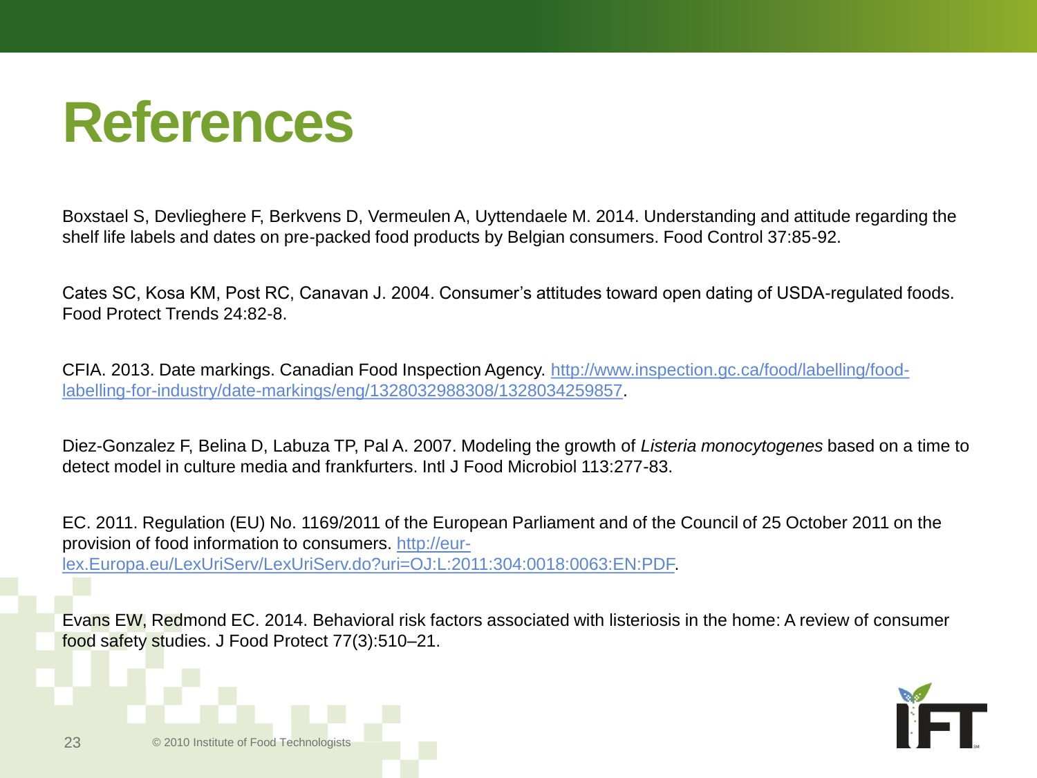# References

Boxstael S, Devlieghere F, Berkvens D, Vermeulen A, Uyttendaele M. 2014. Understanding and attitude regarding the shelf life labels and dates on pre-packed food products by Belgian consumers. Food Control 37:85-92.

Cates SC, Kosa KM, Post RC, Canavan J. 2004. Consumer's attitudes toward open dating of USDA-regulated foods. Food Protect Trends 24:82-8.

CFIA. 2013. Date markings. Canadian Food Inspection Agency. http://www.inspection.gc.ca/food/labelling/food-labelling-for-industry/date-markings/eng/1328032988308/1328034259857.

Diez-Gonzalez F, Belina D, Labuza TP, Pal A. 2007. Modeling the growth of *Listeria monocytogenes* based on a time to detect model in culture media and frankfurters. Intl J Food Microbiol 113:277-83.

EC. 2011. Regulation (EU) No. 1169/2011 of the European Parliament and of the Council of 25 October 2011 on the provision of food information to consumers. http://eur-lex.Europa.eu/LexUriServ/LexUriServ.do?uri=OJ:L:2011:304:0018:0063:EN:PDF.

Evans EW, Redmond EC. 2014. Behavioral risk factors associated with listeriosis in the home: A review of consumer food safety studies. J Food Protect 77(3):510–21.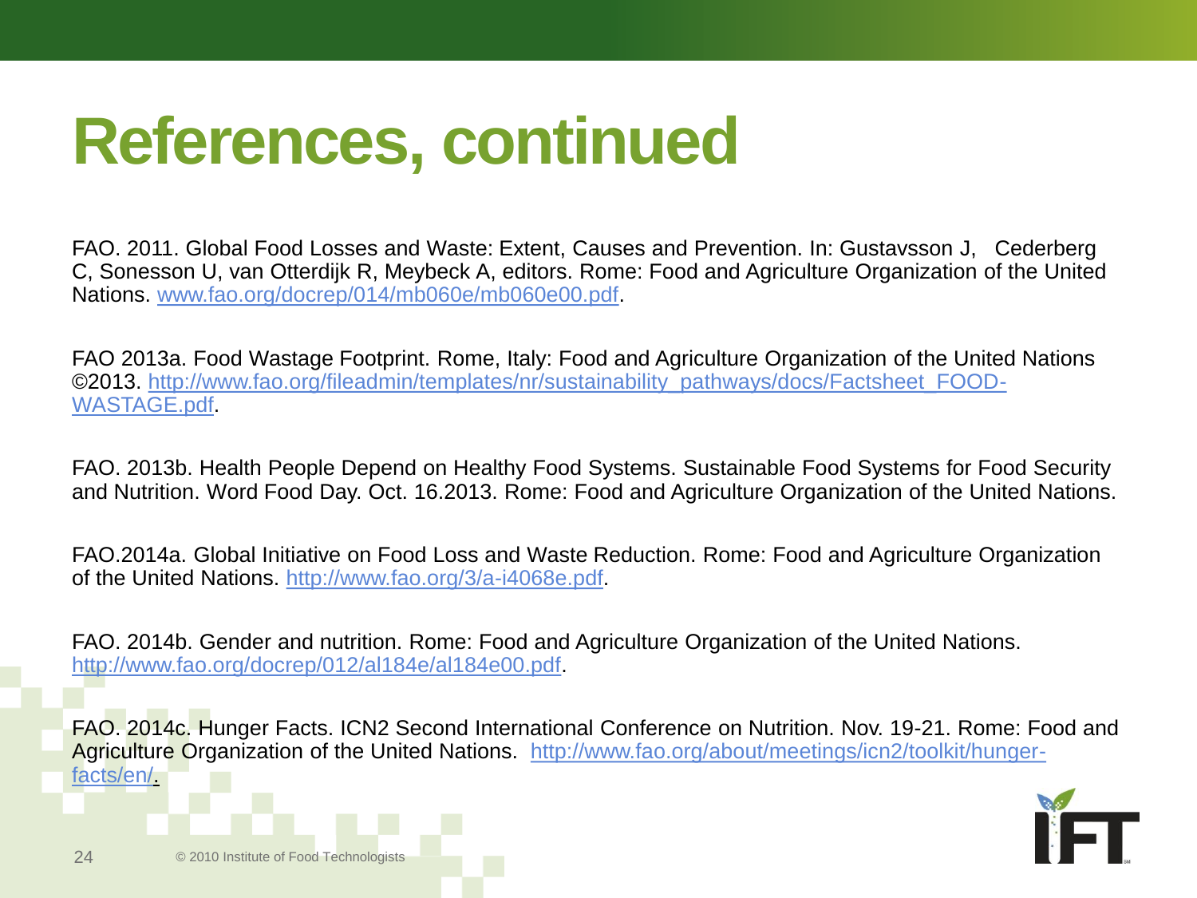# References, continued

FAO. 2011. Global Food Losses and Waste: Extent, Causes and Prevention. In: Gustavsson J, Cederberg C, Sonesson U, van Otterdijk R, Meybeck A, editors. Rome: Food and Agriculture Organization of the United Nations. www.fao.org/docrep/014/mb060e/mb060e00.pdf.

FAO 2013a. Food Wastage Footprint. Rome, Italy: Food and Agriculture Organization of the United Nations ©2013. http://www.fao.org/fileadmin/templates/nr/sustainability_pathways/docs/Factsheet_FOOD-WASTAGE.pdf.

FAO. 2013b. Health People Depend on Healthy Food Systems. Sustainable Food Systems for Food Security and Nutrition. Word Food Day. Oct. 16.2013. Rome: Food and Agriculture Organization of the United Nations.

FAO.2014a. Global Initiative on Food Loss and Waste Reduction. Rome: Food and Agriculture Organization of the United Nations. http://www.fao.org/3/a-i4068e.pdf.

FAO. 2014b. Gender and nutrition. Rome: Food and Agriculture Organization of the United Nations. http://www.fao.org/docrep/012/al184e/al184e00.pdf.

FAO. 2014c. Hunger Facts. ICN2 Second International Conference on Nutrition. Nov. 19-21. Rome: Food and Agriculture Organization of the United Nations. http://www.fao.org/about/meetings/icn2/toolkit/hunger-facts/en/.

© 2010 Institute of Food Technologists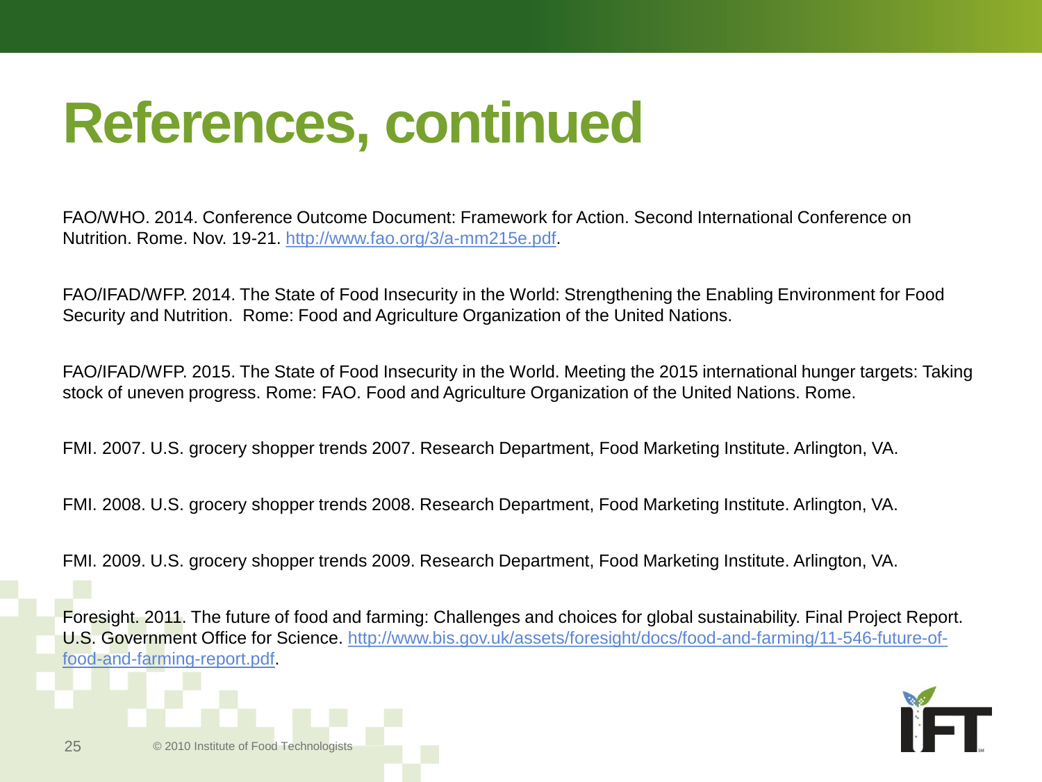# References, continued

FAO/WHO. 2014. Conference Outcome Document: Framework for Action. Second International Conference on Nutrition. Rome. Nov. 19-21. http://www.fao.org/3/a-mm215e.pdf.

FAO/IFAD/WFP. 2014. The State of Food Insecurity in the World: Strengthening the Enabling Environment for Food Security and Nutrition. Rome: Food and Agriculture Organization of the United Nations.

FAO/IFAD/WFP. 2015. The State of Food Insecurity in the World. Meeting the 2015 international hunger targets: Taking stock of uneven progress. Rome: FAO. Food and Agriculture Organization of the United Nations. Rome.

FMI. 2007. U.S. grocery shopper trends 2007. Research Department, Food Marketing Institute. Arlington, VA.

FMI. 2008. U.S. grocery shopper trends 2008. Research Department, Food Marketing Institute. Arlington, VA.

FMI. 2009. U.S. grocery shopper trends 2009. Research Department, Food Marketing Institute. Arlington, VA.

Foresight. 2011. The future of food and farming: Challenges and choices for global sustainability. Final Project Report. U.S. Government Office for Science. http://www.bis.gov.uk/assets/foresight/docs/food-and-farming/11-546-future-of-food-and-farming-report.pdf.

© 2010 Institute of Food Technologists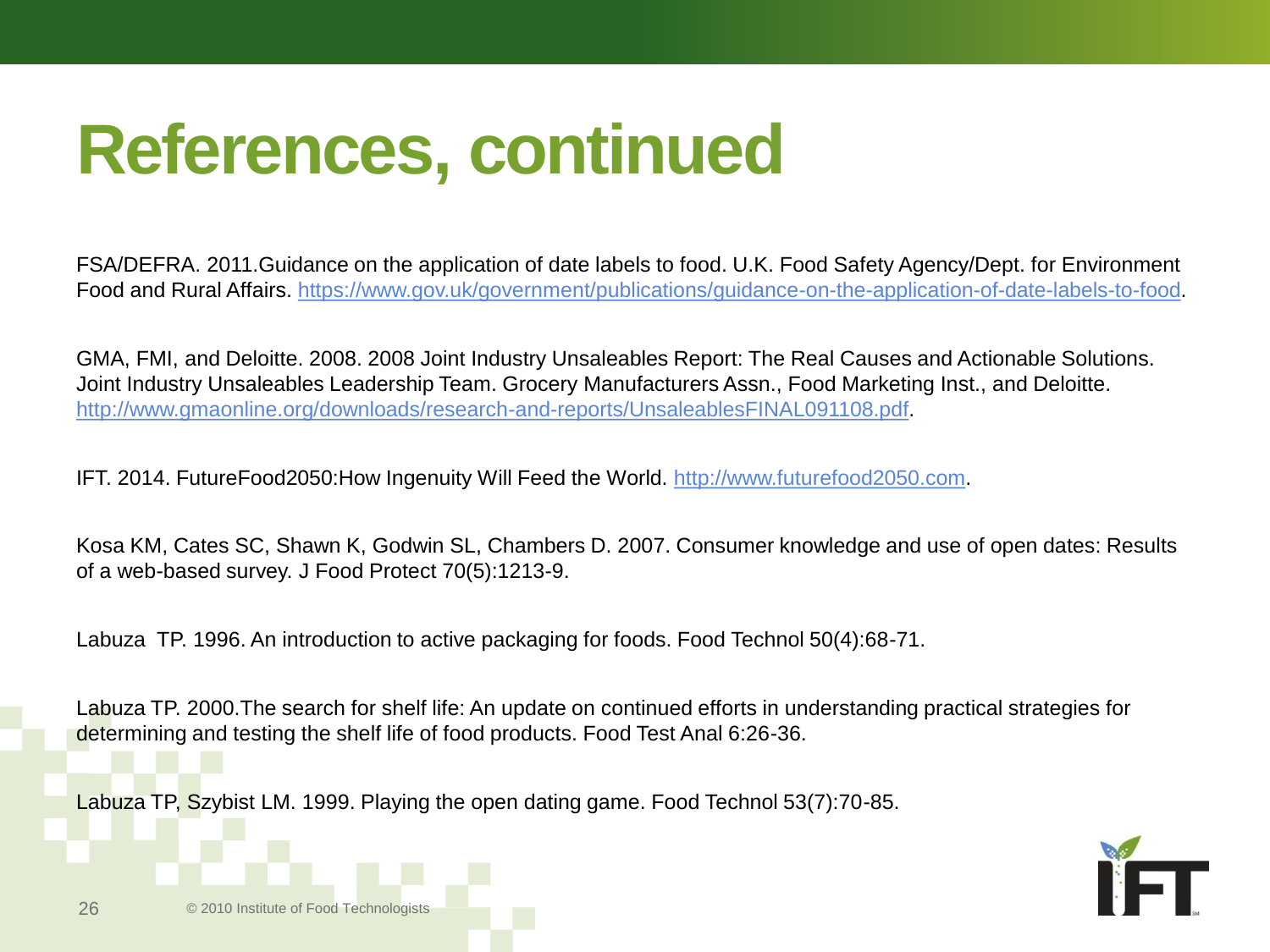# References, continued

FSA/DEFRA. 2011.Guidance on the application of date labels to food. U.K. Food Safety Agency/Dept. for Environment Food and Rural Affairs. https://www.gov.uk/government/publications/guidance-on-the-application-of-date-labels-to-food.

GMA, FMI, and Deloitte. 2008. 2008 Joint Industry Unsaleables Report: The Real Causes and Actionable Solutions. Joint Industry Unsaleables Leadership Team. Grocery Manufacturers Assn., Food Marketing Inst., and Deloitte. http://www.gmaonline.org/downloads/research-and-reports/UnsaleablesFINAL091108.pdf.

IFT. 2014. FutureFood2050:How Ingenuity Will Feed the World. http://www.futurefood2050.com.

Kosa KM, Cates SC, Shawn K, Godwin SL, Chambers D. 2007. Consumer knowledge and use of open dates: Results of a web-based survey. J Food Protect 70(5):1213-9.

Labuza TP. 1996. An introduction to active packaging for foods. Food Technol 50(4):68-71.

Labuza TP. 2000.The search for shelf life: An update on continued efforts in understanding practical strategies for determining and testing the shelf life of food products. Food Test Anal 6:26-36.

Labuza TP, Szybist LM. 1999. Playing the open dating game. Food Technol 53(7):70-85.

© 2010 Institute of Food Technologists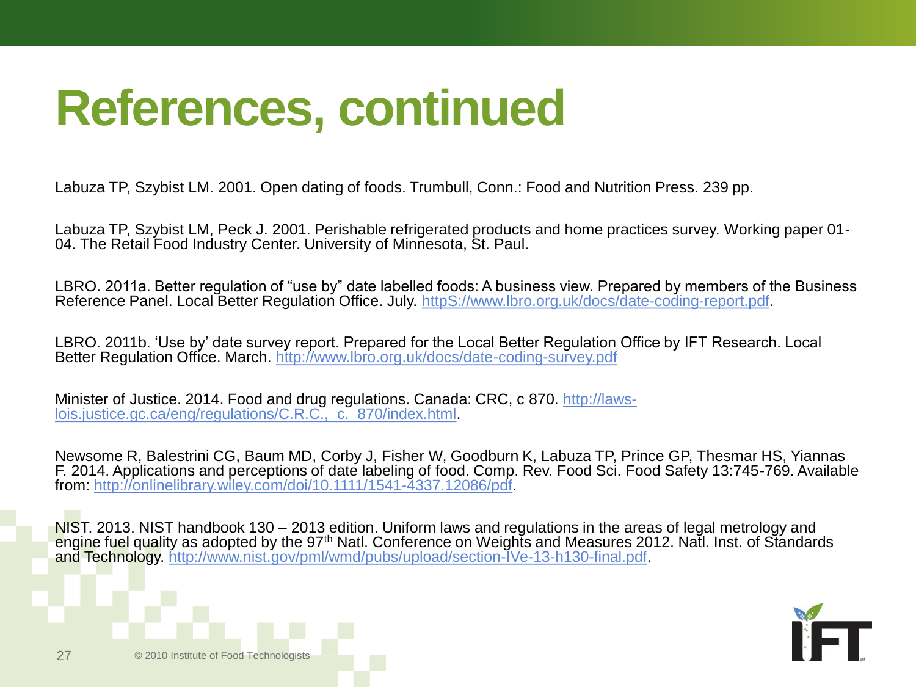# References, continued

Labuza TP, Szybist LM. 2001. Open dating of foods. Trumbull, Conn.: Food and Nutrition Press. 239 pp.

Labuza TP, Szybist LM, Peck J. 2001. Perishable refrigerated products and home practices survey. Working paper 01-04. The Retail Food Industry Center. University of Minnesota, St. Paul.

LBRO. 2011a. Better regulation of "use by" date labelled foods: A business view. Prepared by members of the Business Reference Panel. Local Better Regulation Office. July. httpS://www.lbro.org.uk/docs/date-coding-report.pdf.

LBRO. 2011b. 'Use by' date survey report. Prepared for the Local Better Regulation Office by IFT Research. Local Better Regulation Office. March. http://www.lbro.org.uk/docs/date-coding-survey.pdf

Minister of Justice. 2014. Food and drug regulations. Canada: CRC, c 870. http://laws-lois.justice.gc.ca/eng/regulations/C.R.C.,_c._870/index.html.

Newsome R, Balestrini CG, Baum MD, Corby J, Fisher W, Goodburn K, Labuza TP, Prince GP, Thesmar HS, Yiannas F. 2014. Applications and perceptions of date labeling of food. Comp. Rev. Food Sci. Food Safety 13:745-769. Available from: http://onlinelibrary.wiley.com/doi/10.1111/1541-4337.12086/pdf.

NIST. 2013. NIST handbook 130 – 2013 edition. Uniform laws and regulations in the areas of legal metrology and engine fuel quality as adopted by the 97th Natl. Conference on Weights and Measures 2012. Natl. Inst. of Standards and Technology. http://www.nist.gov/pml/wmd/pubs/upload/section-IVe-13-h130-final.pdf.

© 2010 Institute of Food Technologists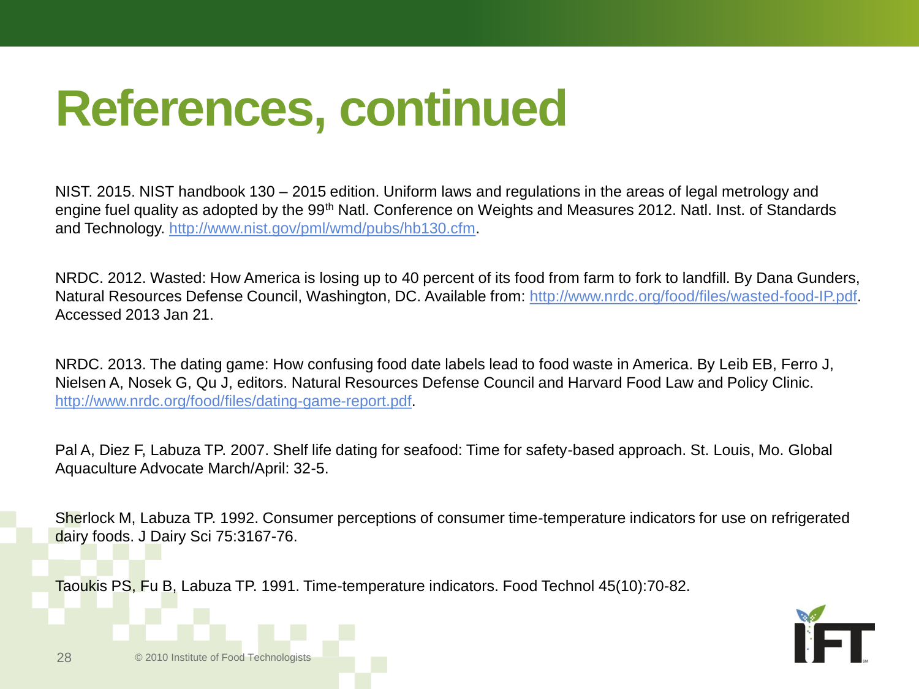# References, continued

NIST. 2015. NIST handbook 130 – 2015 edition. Uniform laws and regulations in the areas of legal metrology and engine fuel quality as adopted by the 99th Natl. Conference on Weights and Measures 2012. Natl. Inst. of Standards and Technology. http://www.nist.gov/pml/wmd/pubs/hb130.cfm.

NRDC. 2012. Wasted: How America is losing up to 40 percent of its food from farm to fork to landfill. By Dana Gunders, Natural Resources Defense Council, Washington, DC. Available from: http://www.nrdc.org/food/files/wasted-food-IP.pdf. Accessed 2013 Jan 21.

NRDC. 2013. The dating game: How confusing food date labels lead to food waste in America. By Leib EB, Ferro J, Nielsen A, Nosek G, Qu J, editors. Natural Resources Defense Council and Harvard Food Law and Policy Clinic. http://www.nrdc.org/food/files/dating-game-report.pdf.

Pal A, Diez F, Labuza TP. 2007. Shelf life dating for seafood: Time for safety-based approach. St. Louis, Mo. Global Aquaculture Advocate March/April: 32-5.

Sherlock M, Labuza TP. 1992. Consumer perceptions of consumer time-temperature indicators for use on refrigerated dairy foods. J Dairy Sci 75:3167-76.

Taoukis PS, Fu B, Labuza TP. 1991. Time-temperature indicators. Food Technol 45(10):70-82.

© 2010 Institute of Food Technologists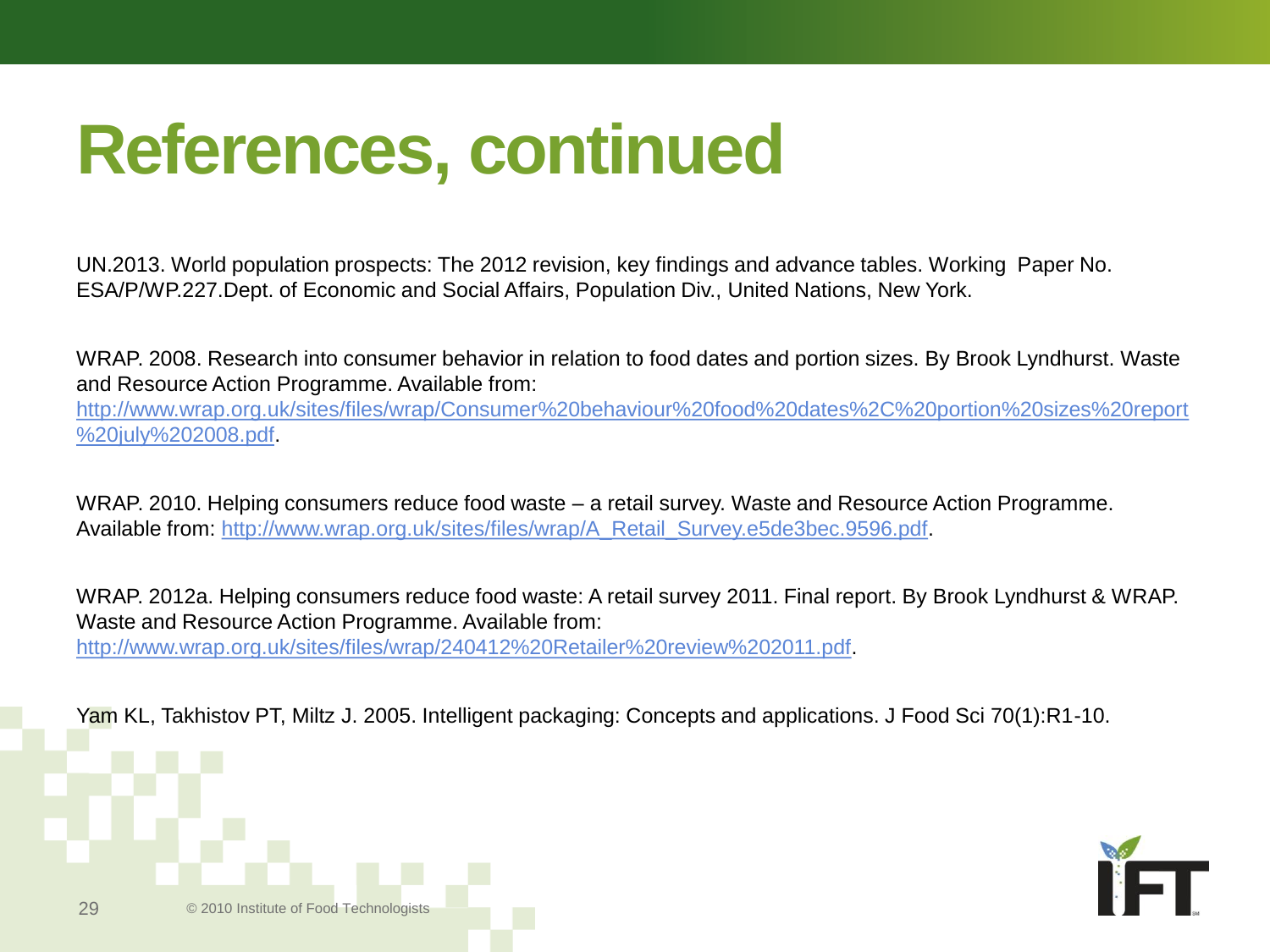# References, continued

UN.2013. World population prospects: The 2012 revision, key findings and advance tables. Working Paper No. ESA/P/WP.227.Dept. of Economic and Social Affairs, Population Div., United Nations, New York.

WRAP. 2008. Research into consumer behavior in relation to food dates and portion sizes. By Brook Lyndhurst. Waste and Resource Action Programme. Available from: http://www.wrap.org.uk/sites/files/wrap/Consumer%20behaviour%20food%20dates%2C%20portion%20sizes%20report%20july%202008.pdf.

WRAP. 2010. Helping consumers reduce food waste – a retail survey. Waste and Resource Action Programme. Available from: http://www.wrap.org.uk/sites/files/wrap/A_Retail_Survey.e5de3bec.9596.pdf.

WRAP. 2012a. Helping consumers reduce food waste: A retail survey 2011. Final report. By Brook Lyndhurst & WRAP. Waste and Resource Action Programme. Available from: http://www.wrap.org.uk/sites/files/wrap/240412%20Retailer%20review%202011.pdf.

Yam KL, Takhistov PT, Miltz J. 2005. Intelligent packaging: Concepts and applications. J Food Sci 70(1):R1-10.

© 2010 Institute of Food Technologists